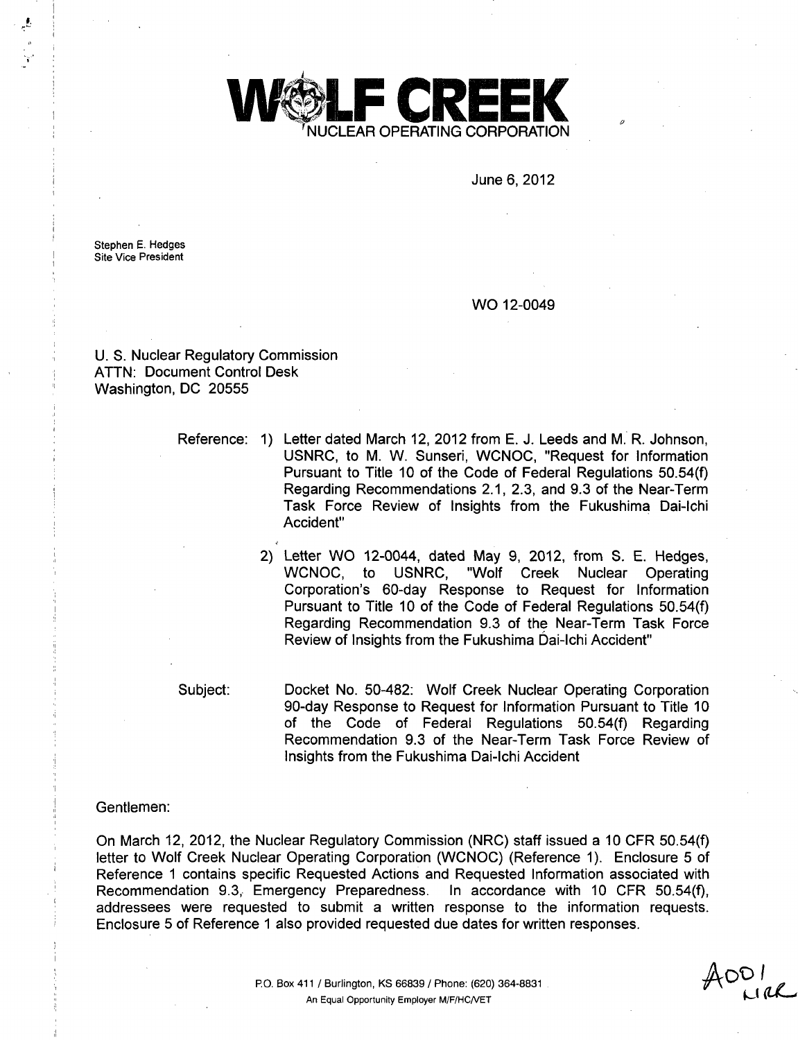# WOLF CREEK

NUCLEAR OPERATING CORPORATION

June 6, 2012

Stephen E. Hedges
Site Vice President

WO 12-0049

U. S. Nuclear Regulatory Commission
ATTN: Document Control Desk
Washington, DC 20555

Reference:

1) Letter dated March 12, 2012 from E. J. Leeds and M. R. Johnson, USNRC, to M. W. Sunseri, WCNOC, "Request for Information Pursuant to Title 10 of the Code of Federal Regulations 50.54(f) Regarding Recommendations 2.1, 2.3, and 9.3 of the Near-Term Task Force Review of Insights from the Fukushima Dai-Ichi Accident"

2) Letter WO 12-0044, dated May 9, 2012, from S. E. Hedges, WCNOC, to USNRC, "Wolf Creek Nuclear Operating Corporation's 60-day Response to Request for Information Pursuant to Title 10 of the Code of Federal Regulations 50.54(f) Regarding Recommendation 9.3 of the Near-Term Task Force Review of Insights from the Fukushima Dai-Ichi Accident"

Subject: Docket No. 50-482: Wolf Creek Nuclear Operating Corporation 90-day Response to Request for Information Pursuant to Title 10 of the Code of Federal Regulations 50.54(f) Regarding Recommendation 9.3 of the Near-Term Task Force Review of Insights from the Fukushima Dai-Ichi Accident

Gentlemen:

On March 12, 2012, the Nuclear Regulatory Commission (NRC) staff issued a 10 CFR 50.54(f) letter to Wolf Creek Nuclear Operating Corporation (WCNOC) (Reference 1). Enclosure 5 of Reference 1 contains specific Requested Actions and Requested Information associated with Recommendation 9.3, Emergency Preparedness. In accordance with 10 CFR 50.54(f), addressees were requested to submit a written response to the information requests. Enclosure 5 of Reference 1 also provided requested due dates for written responses.

P.O. Box 411 / Burlington, KS 66839 / Phone: (620) 364-8831
An Equal Opportunity Employer M/F/HC/VET

A001
NRR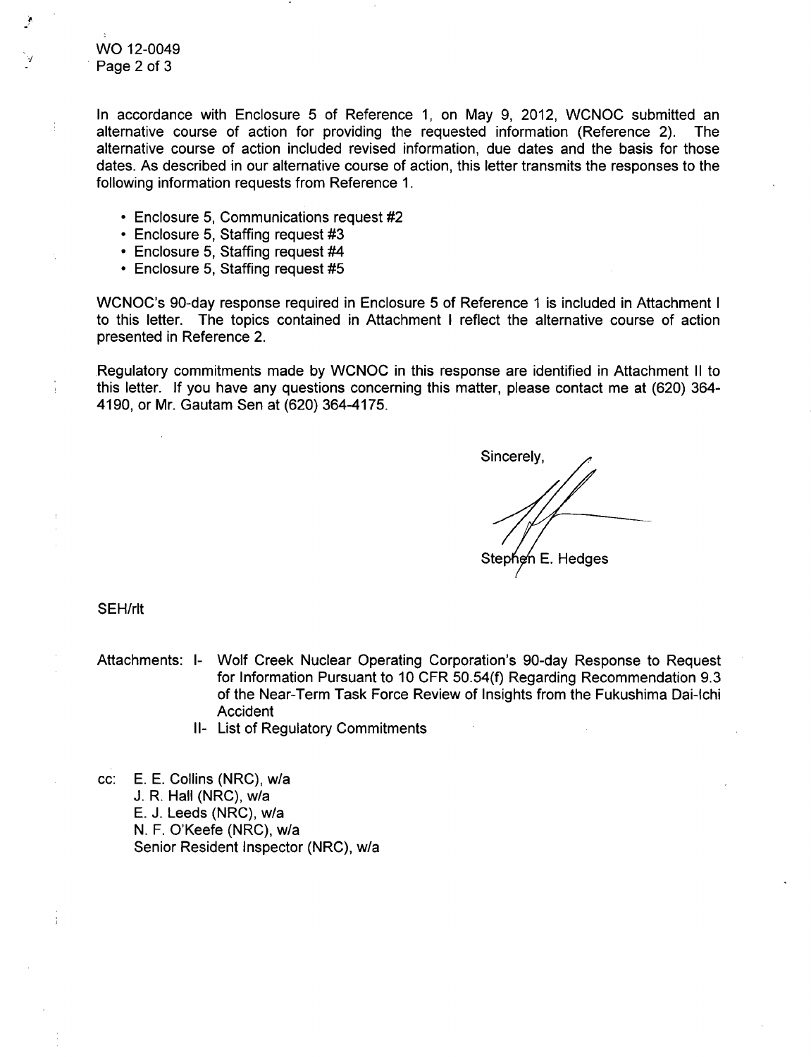In accordance with Enclosure 5 of Reference 1, on May 9, 2012, WCNOC submitted an alternative course of action for providing the requested information (Reference 2). The alternative course of action included revised information, due dates and the basis for those dates. As described in our alternative course of action, this letter transmits the responses to the following information requests from Reference 1.

- Enclosure 5, Communications request #2
- Enclosure 5, Staffing request #3
- Enclosure 5, Staffing request #4
- Enclosure 5, Staffing request #5

WCNOC's 90-day response required in Enclosure 5 of Reference 1 is included in Attachment I to this letter. The topics contained in Attachment I reflect the alternative course of action presented in Reference 2.

Regulatory commitments made by WCNOC in this response are identified in Attachment II to this letter. If you have any questions concerning this matter, please contact me at (620) 364-4190, or Mr. Gautam Sen at (620) 364-4175.

Sincerely,

Stephen E. Hedges

SEH/rlt

Attachments: I- Wolf Creek Nuclear Operating Corporation's 90-day Response to Request for Information Pursuant to 10 CFR 50.54(f) Regarding Recommendation 9.3 of the Near-Term Task Force Review of Insights from the Fukushima Dai-Ichi Accident

II- List of Regulatory Commitments

cc: E. E. Collins (NRC), w/a
J. R. Hall (NRC), w/a
E. J. Leeds (NRC), w/a
N. F. O'Keefe (NRC), w/a
Senior Resident Inspector (NRC), w/a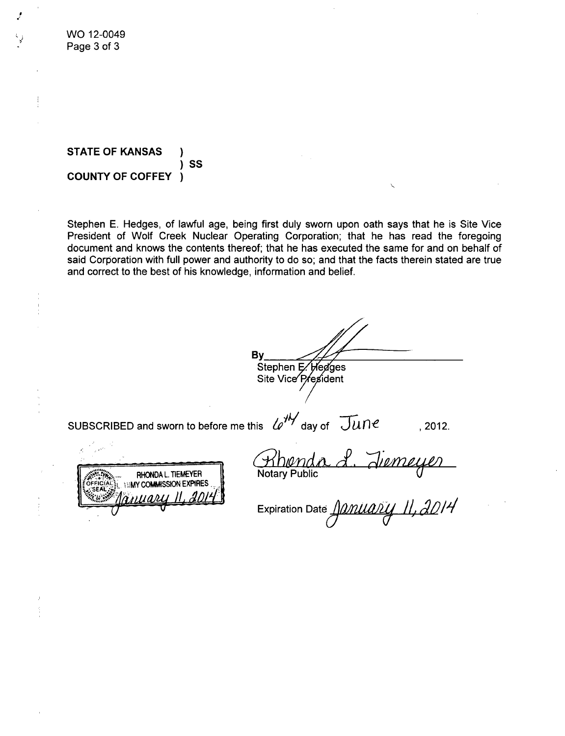WO 12-0049

**STATE OF KANSAS )**
**) SS**
**COUNTY OF COFFEY )**

Stephen E. Hedges, of lawful age, being first duly sworn upon oath says that he is Site Vice President of Wolf Creek Nuclear Operating Corporation; that he has read the foregoing document and knows the contents thereof; that he has executed the same for and on behalf of said Corporation with full power and authority to do so; and that the facts therein stated are true and correct to the best of his knowledge, information and belief.

By ______________________
Stephen E. Hedges
Site Vice President

SUBSCRIBED and sworn to before me this 6th day of June, 2012.

Rhonda L. Tiemeyer
Notary Public

Expiration Date January 11, 2014

RHONDA L. TIEMEYER
OFFICIAL SEAL
MY COMMISSION EXPIRES
January 11, 2014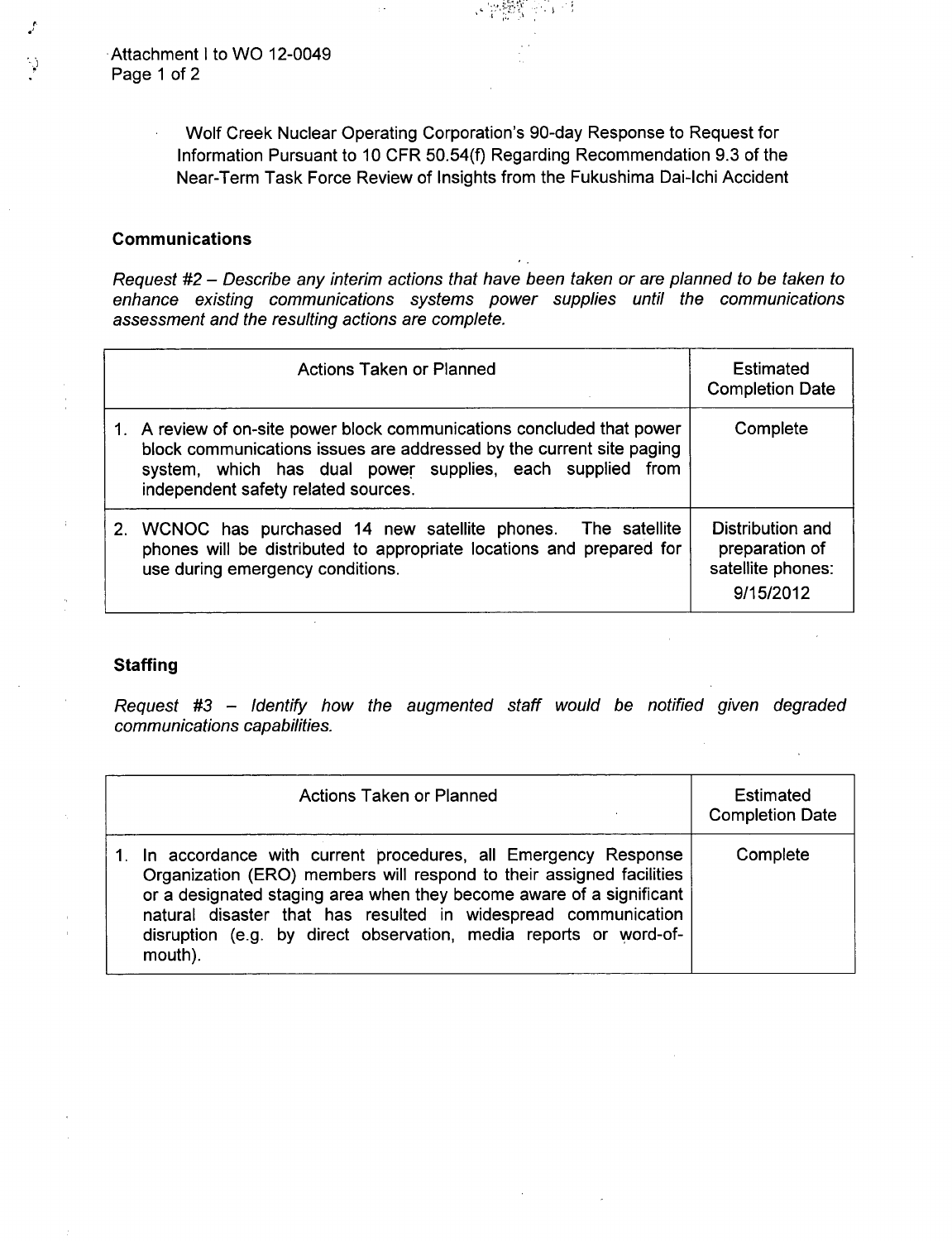Wolf Creek Nuclear Operating Corporation's 90-day Response to Request for Information Pursuant to 10 CFR 50.54(f) Regarding Recommendation 9.3 of the Near-Term Task Force Review of Insights from the Fukushima Dai-Ichi Accident

## Communications

*Request #2 – Describe any interim actions that have been taken or are planned to be taken to enhance existing communications systems power supplies until the communications assessment and the resulting actions are complete.*

| Actions Taken or Planned | Estimated Completion Date |
|---|---|
| 1. A review of on-site power block communications concluded that power block communications issues are addressed by the current site paging system, which has dual power supplies, each supplied from independent safety related sources. | Complete |
| 2. WCNOC has purchased 14 new satellite phones. The satellite phones will be distributed to appropriate locations and prepared for use during emergency conditions. | Distribution and preparation of satellite phones: 9/15/2012 |

## Staffing

*Request #3 – Identify how the augmented staff would be notified given degraded communications capabilities.*

| Actions Taken or Planned | Estimated Completion Date |
|---|---|
| 1. In accordance with current procedures, all Emergency Response Organization (ERO) members will respond to their assigned facilities or a designated staging area when they become aware of a significant natural disaster that has resulted in widespread communication disruption (e.g. by direct observation, media reports or word-of-mouth). | Complete |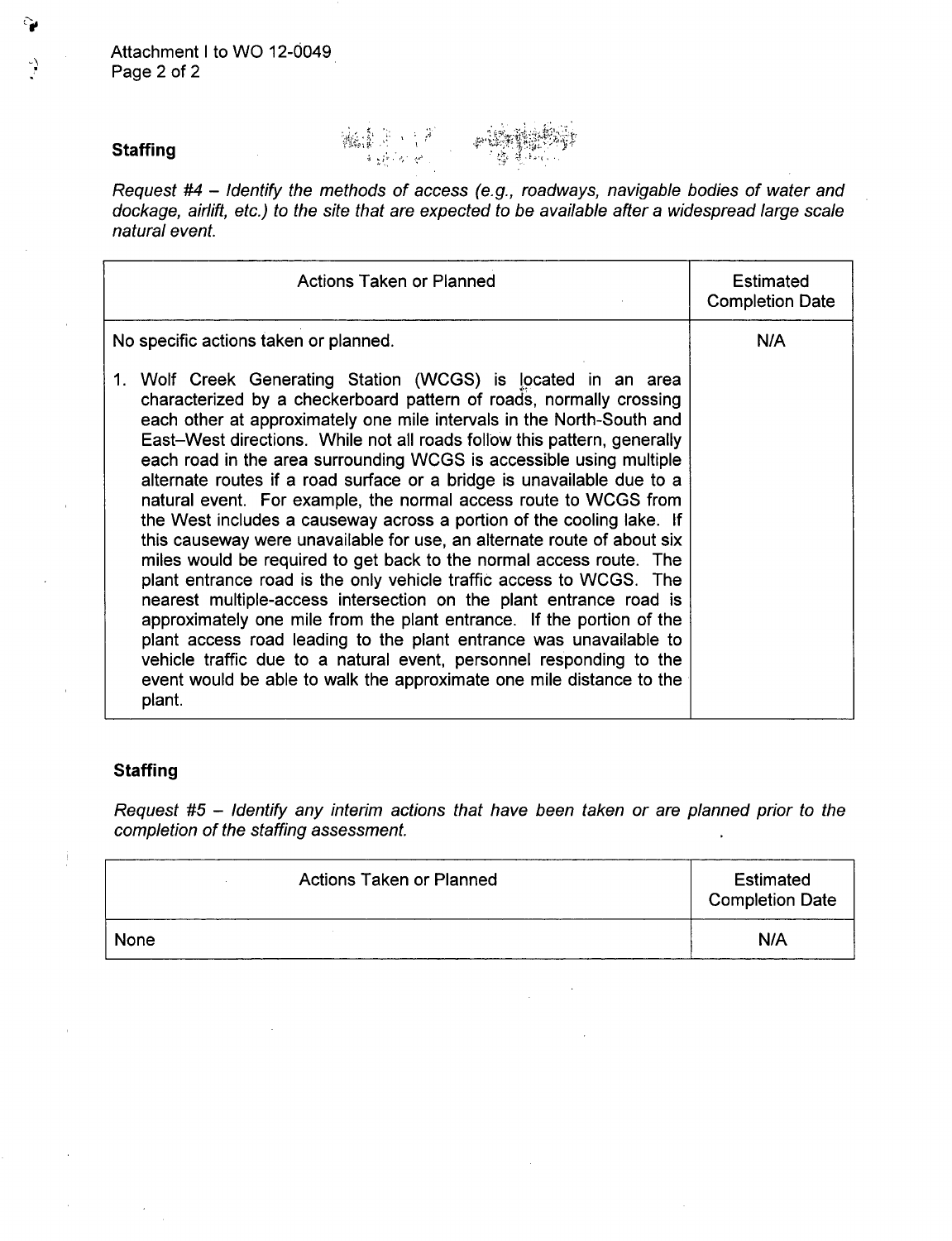### Staffing

*Request #4 – Identify the methods of access (e.g., roadways, navigable bodies of water and dockage, airlift, etc.) to the site that are expected to be available after a widespread large scale natural event.*

| Actions Taken or Planned | Estimated Completion Date |
|---|---|
| No specific actions taken or planned.<br><br>1. Wolf Creek Generating Station (WCGS) is located in an area characterized by a checkerboard pattern of roads, normally crossing each other at approximately one mile intervals in the North-South and East–West directions. While not all roads follow this pattern, generally each road in the area surrounding WCGS is accessible using multiple alternate routes if a road surface or a bridge is unavailable due to a natural event. For example, the normal access route to WCGS from the West includes a causeway across a portion of the cooling lake. If this causeway were unavailable for use, an alternate route of about six miles would be required to get back to the normal access route. The plant entrance road is the only vehicle traffic access to WCGS. The nearest multiple-access intersection on the plant entrance road is approximately one mile from the plant entrance. If the portion of the plant access road leading to the plant entrance was unavailable to vehicle traffic due to a natural event, personnel responding to the event would be able to walk the approximate one mile distance to the plant. | N/A |

### Staffing

*Request #5 – Identify any interim actions that have been taken or are planned prior to the completion of the staffing assessment.*

| Actions Taken or Planned | Estimated Completion Date |
|---|---|
| None | N/A |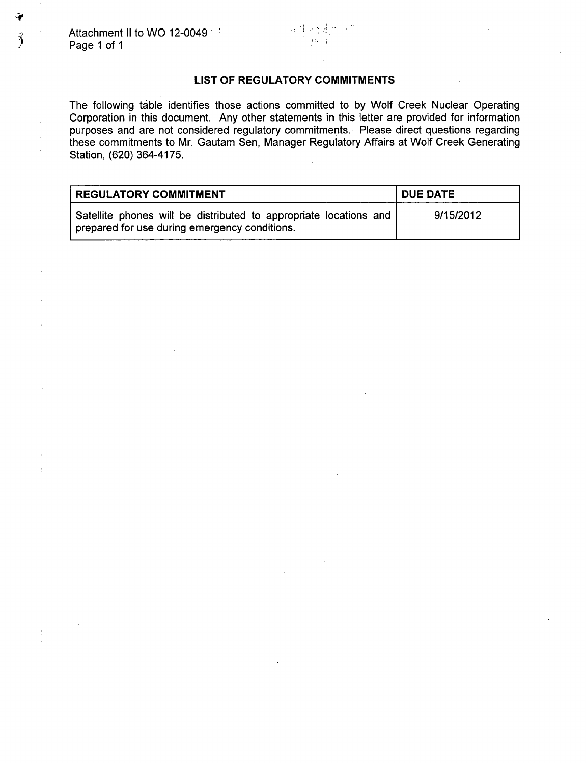Attachment II to WO 12-0049

## LIST OF REGULATORY COMMITMENTS

The following table identifies those actions committed to by Wolf Creek Nuclear Operating Corporation in this document. Any other statements in this letter are provided for information purposes and are not considered regulatory commitments. Please direct questions regarding these commitments to Mr. Gautam Sen, Manager Regulatory Affairs at Wolf Creek Generating Station, (620) 364-4175.

| REGULATORY COMMITMENT | DUE DATE |
| --- | --- |
| Satellite phones will be distributed to appropriate locations and prepared for use during emergency conditions. | 9/15/2012 |